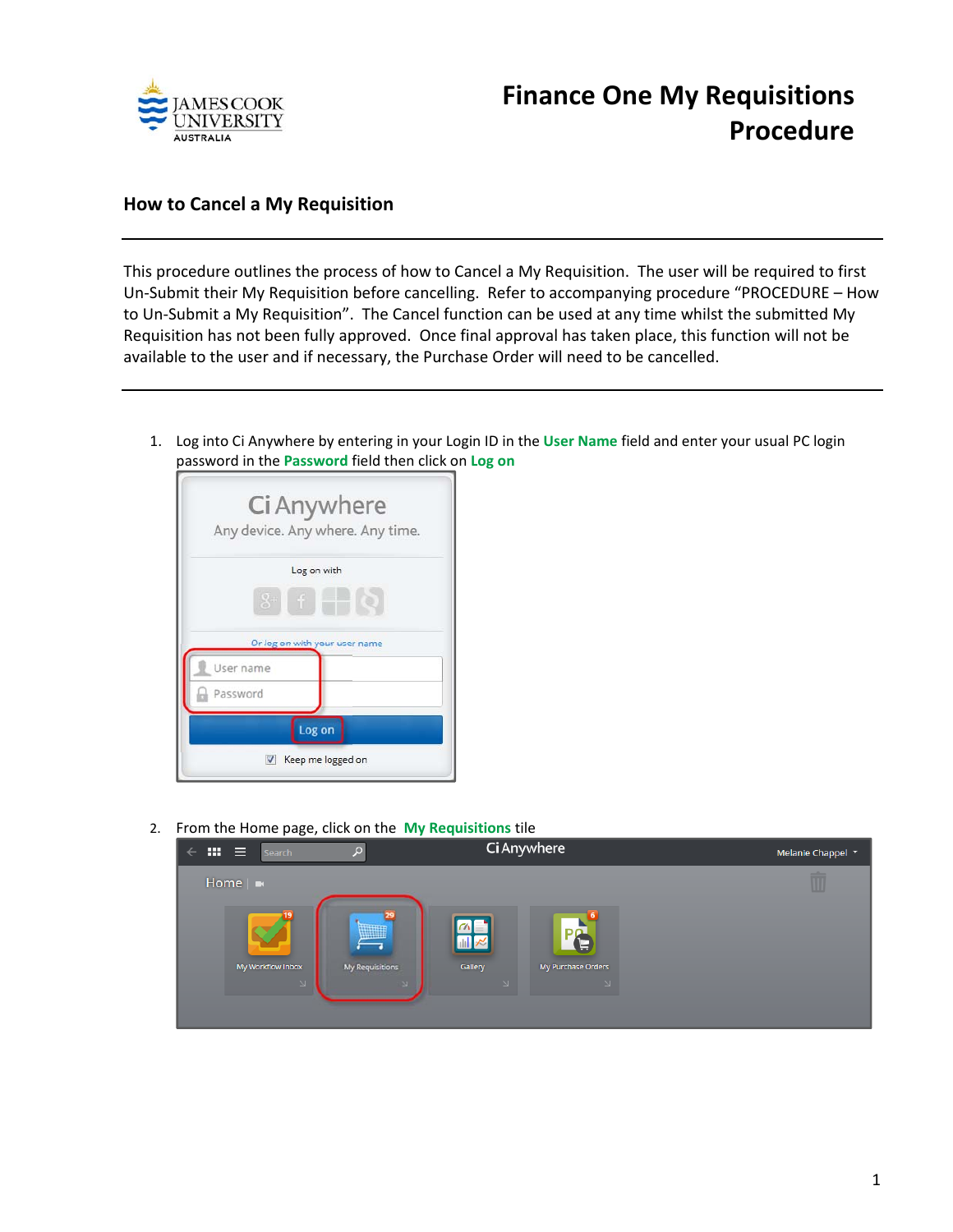# Finance One My Requisitions Procedure

## How to Cancel a My Requisition

---

This procedure outlines the process of how to Cancel a My Requisition. The user will be required to first Un-Submit their My Requisition before cancelling. Refer to accompanying procedure "PROCEDURE – How to Un-Submit a My Requisition". The Cancel function can be used at any time whilst the submitted My Requisition has not been fully approved. Once final approval has taken place, this function will not be available to the user and if necessary, the Purchase Order will need to be cancelled.

---

1. Log into Ci Anywhere by entering in your Login ID in the **User Name** field and enter your usual PC login password in the **Password** field then click on **Log on**

2. From the Home page, click on the **My Requisitions** tile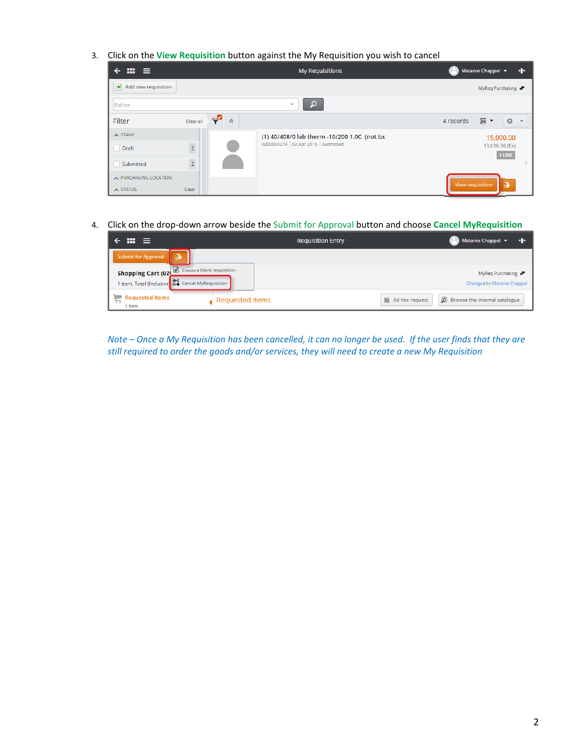3. Click on the **View Requisition** button against the My Requisition you wish to cancel

4. Click on the drop-down arrow beside the Submit for Approval button and choose **Cancel MyRequisition**

*Note – Once a My Requisition has been cancelled, it can no longer be used. If the user finds that they are still required to order the goods and/or services, they will need to create a new My Requisition*